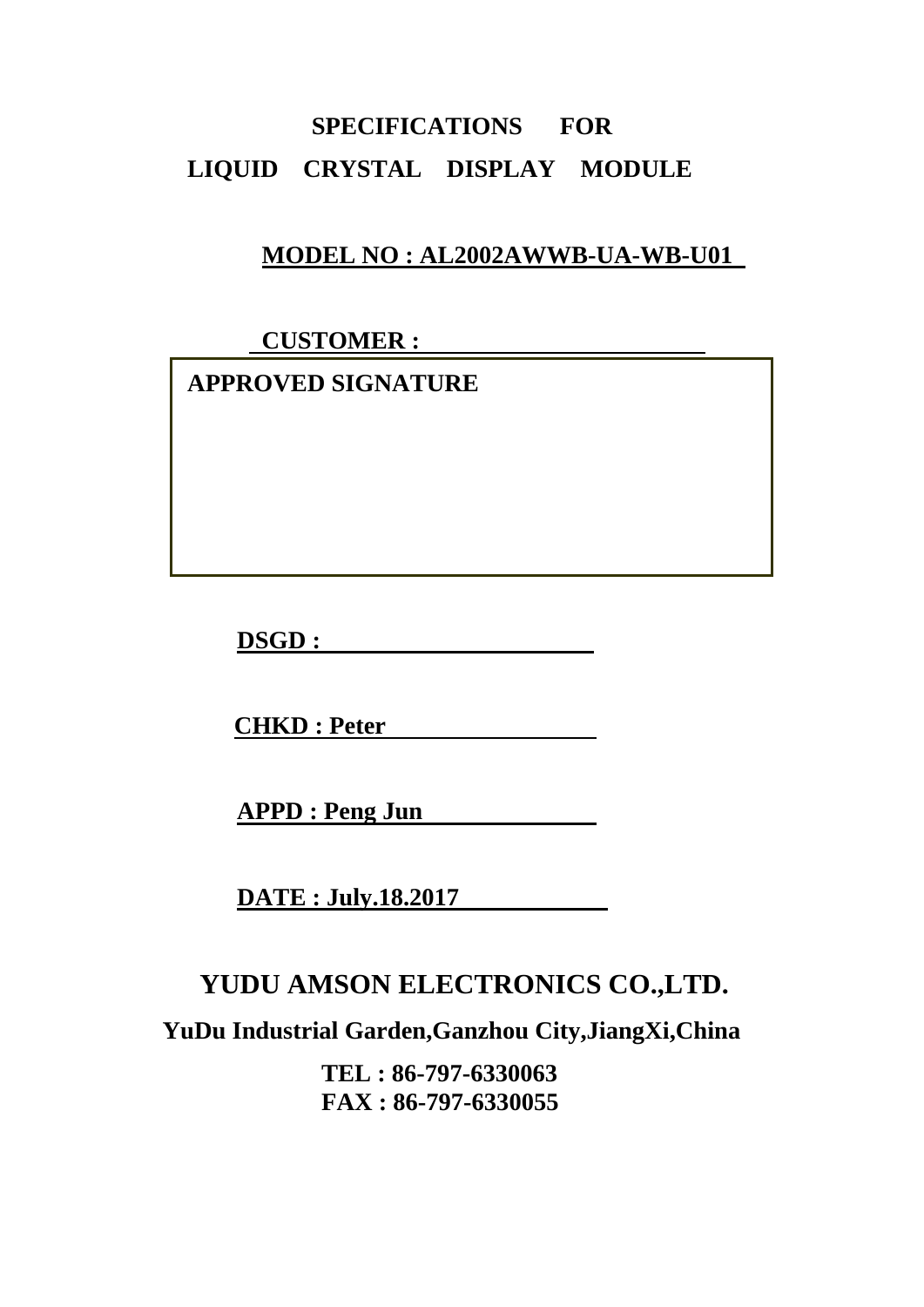# SPECIFICATIONS FOR
# LIQUID CRYSTAL DISPLAY MODULE

**MODEL NO : AL2002AWWB-UA-WB-U01**

**CUSTOMER :**

**APPROVED SIGNATURE**

**DSGD :**

**CHKD : Peter**

**APPD : Peng Jun**

**DATE : July.18.2017**

## YUDU AMSON ELECTRONICS CO.,LTD.

**YuDu Industrial Garden,Ganzhou City,JiangXi,China**

**TEL : 86-797-6330063**
**FAX : 86-797-6330055**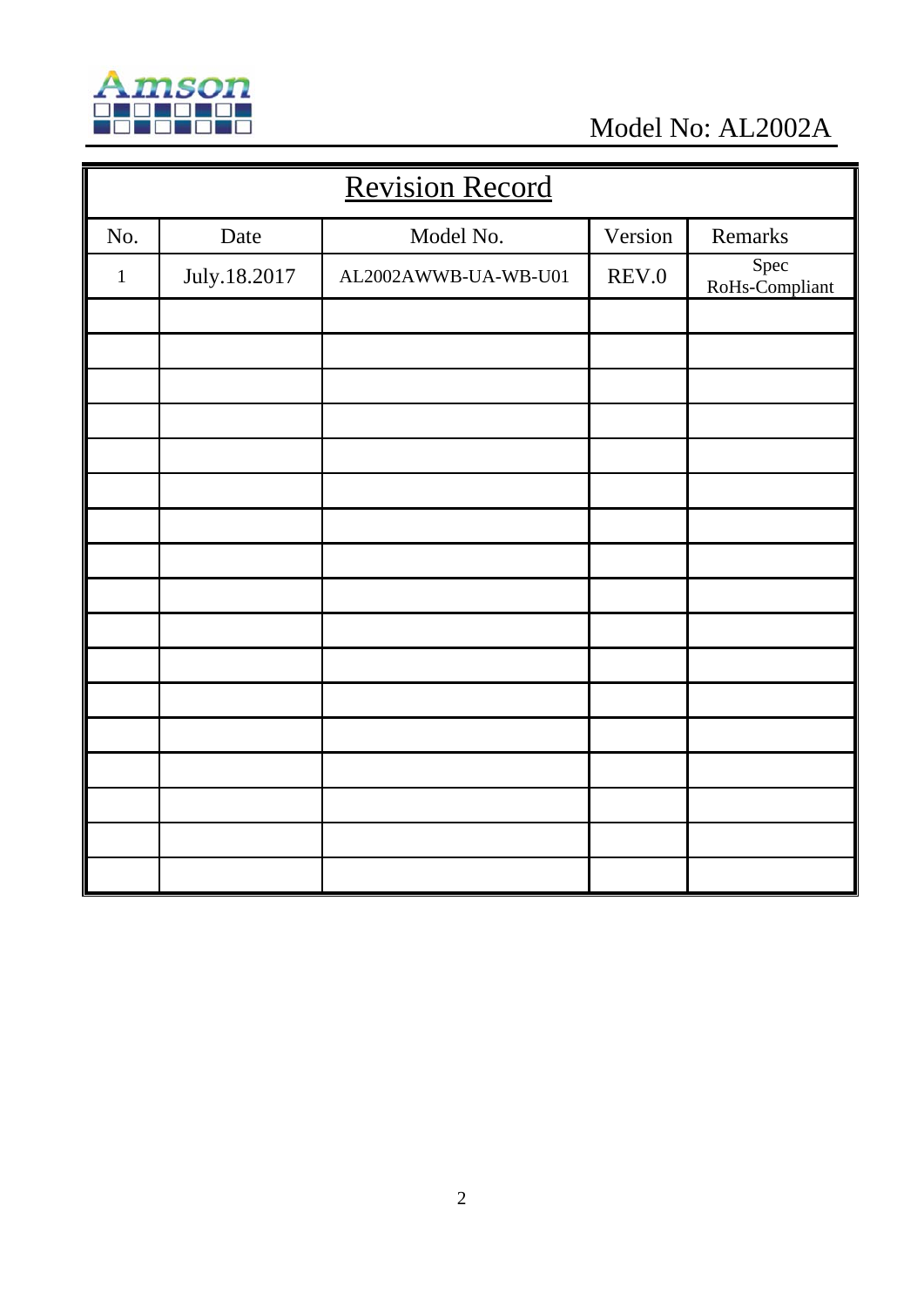# Revision Record

| No. | Date | Model No. | Version | Remarks |
|---|---|---|---|---|
| 1 | July.18.2017 | AL2002AWWB-UA-WB-U01 | REV.0 | Spec RoHs-Compliant |
| | | | | |
| | | | | |
| | | | | |
| | | | | |
| | | | | |
| | | | | |
| | | | | |
| | | | | |
| | | | | |
| | | | | |
| | | | | |
| | | | | |
| | | | | |
| | | | | |
| | | | | |
| | | | | |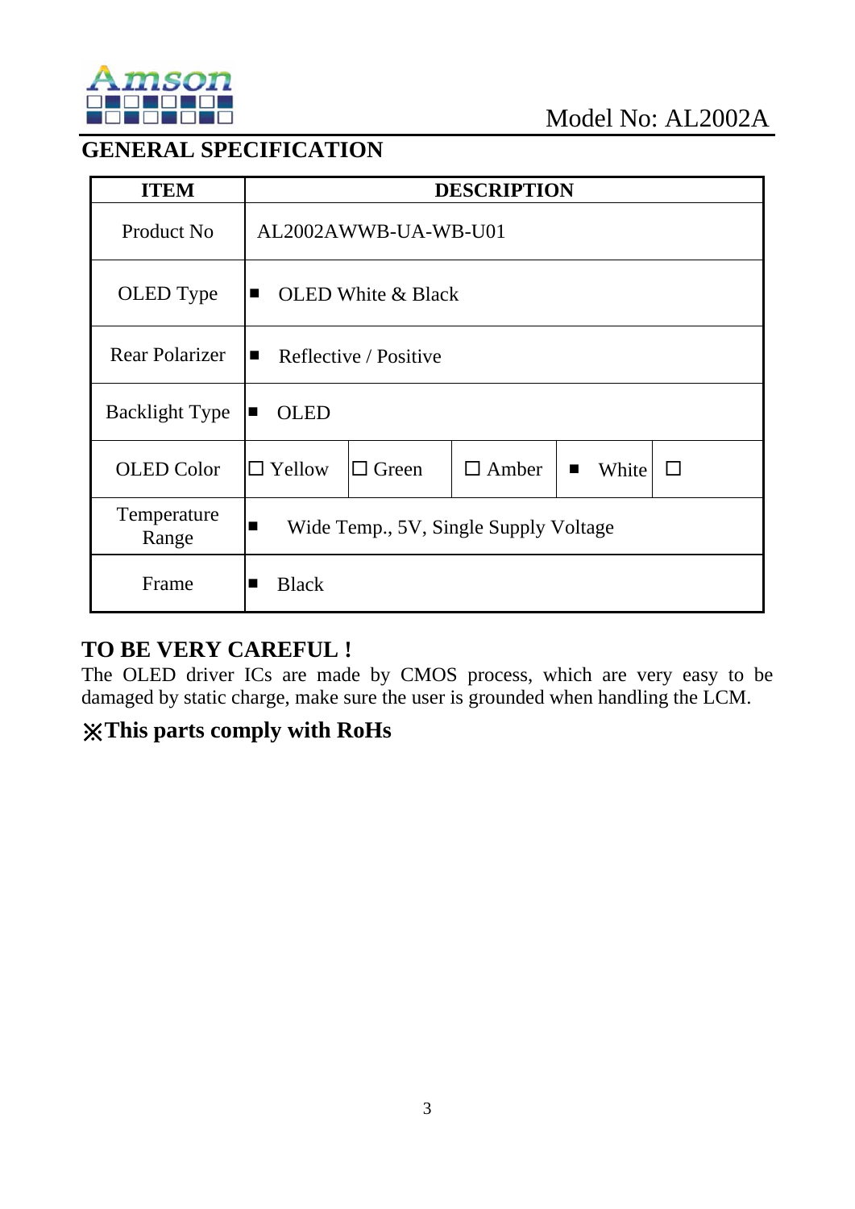## GENERAL SPECIFICATION

| ITEM | DESCRIPTION | | | | |
|---|---|---|---|---|---|
| Product No | AL2002AWWB-UA-WB-U01 | | | | |
| OLED Type | ■ OLED White & Black | | | | |
| Rear Polarizer | ■ Reflective / Positive | | | | |
| Backlight Type | ■ OLED | | | | |
| OLED Color | □ Yellow | □ Green | □ Amber | ■ White | □ |
| Temperature Range | ■ Wide Temp., 5V, Single Supply Voltage | | | | |
| Frame | ■ Black | | | | |

## TO BE VERY CAREFUL !

The OLED driver ICs are made by CMOS process, which are very easy to be damaged by static charge, make sure the user is grounded when handling the LCM.

### ※This parts comply with RoHs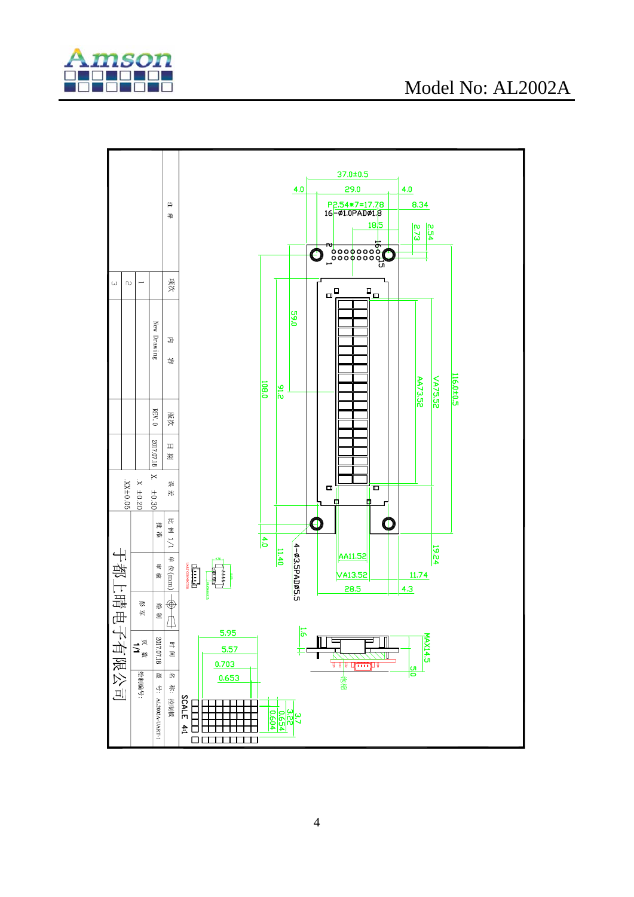Model No: AL2002A

37.0±0.5

4.0 29.0 4.0

P2.54*7=17.78

16-Ø1.0PADØ1.8

8.34

18.5

2.73 2.54

2 16

1 15

59.0

108.0 91.2

AA73.52 VA75.52 116.0±0.5

4.0

11.40

4-Ø3.5PADØ5.5

AA11.52

VA13.52

28.5

11.74

4.3

19.24

1.6

MAX14.5

5.0

5.95

5.57

0.703

0.653

SCALE 4:1

3.7

3.22

0.654

0.604

| 注 释 | | | | | |
|---|---|---|---|---|---|
| 项次 | 内 容 | 版次 | 日 期 | 误 差 | |
| 1 | New Drawing | REV.0 | 2017.07.18 | X ±0.30 | |
| 2 | | | | .X ±0.20 | |
| 3 | | | | .XX±0.05 | |

| 比 例 1/1 | 单 位(mm) | 绘 制 | 时 间 2017.07.18 | 名 称: 控制板 |
|---|---|---|---|---|
| 批 准 | 审 核 | 修 改 | 页 数 1/1 | 型 号: AL2002A-UART-1 |
| | | | | 绘图编号: |

于都上晴电子有限公司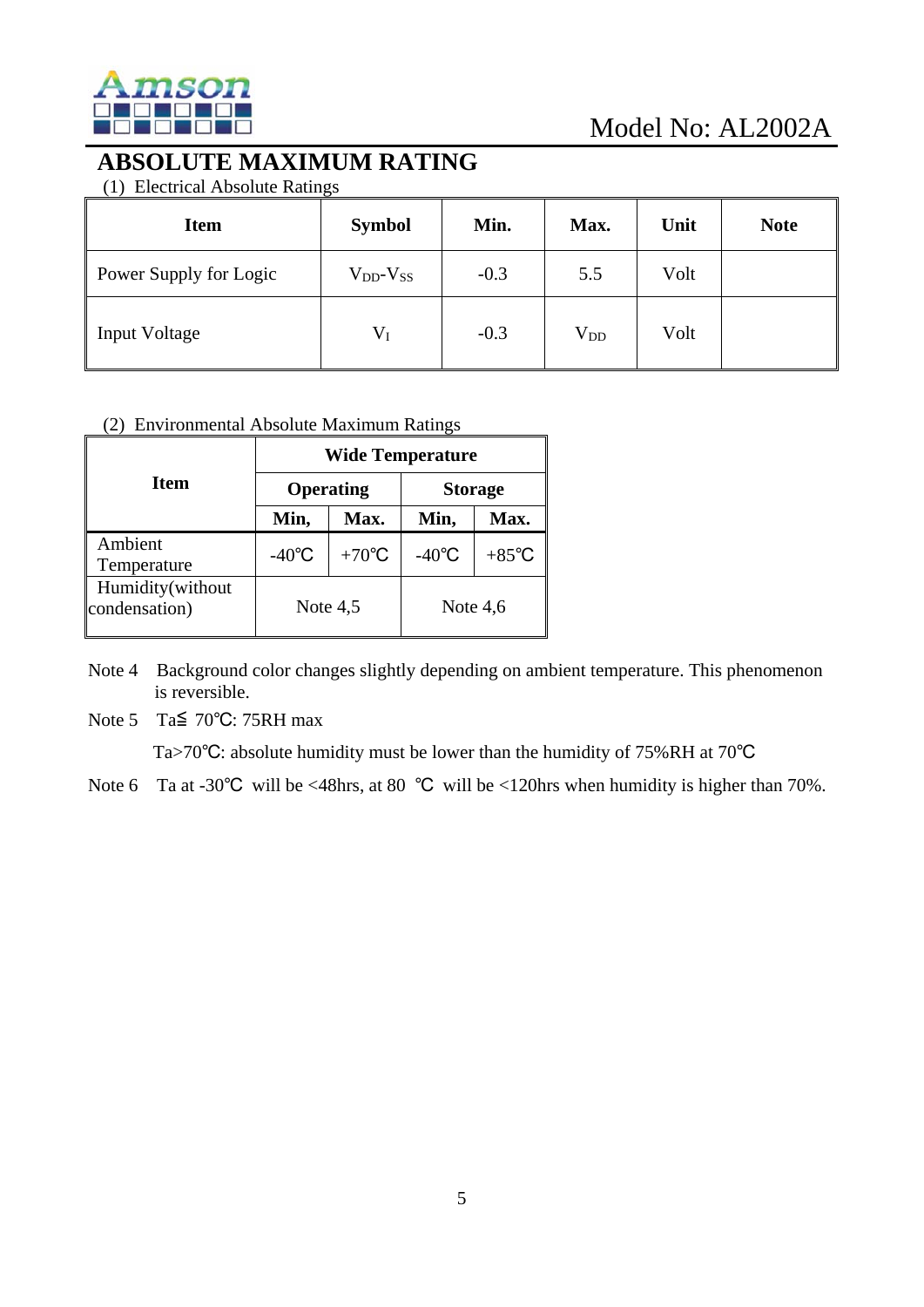# ABSOLUTE MAXIMUM RATING

(1) Electrical Absolute Ratings

| Item | Symbol | Min. | Max. | Unit | Note |
|---|---|---|---|---|---|
| Power Supply for Logic | $V_{DD}$-$V_{SS}$ | -0.3 | 5.5 | Volt | |
| Input Voltage | $V_I$ | -0.3 | $V_{DD}$ | Volt | |

(2) Environmental Absolute Maximum Ratings

| Item | Wide Temperature | | | |
|---|---|---|---|---|
| | Operating | | Storage | |
| | Min, | Max. | Min, | Max. |
| Ambient Temperature | -40℃ | +70℃ | -40℃ | +85℃ |
| Humidity(without condensation) | Note 4,5 | | Note 4,6 | |

Note 4 Background color changes slightly depending on ambient temperature. This phenomenon is reversible.

Note 5 Ta≦ 70℃: 75RH max

Ta>70℃: absolute humidity must be lower than the humidity of 75%RH at 70℃

Note 6 Ta at -30℃ will be <48hrs, at 80 ℃ will be <120hrs when humidity is higher than 70%.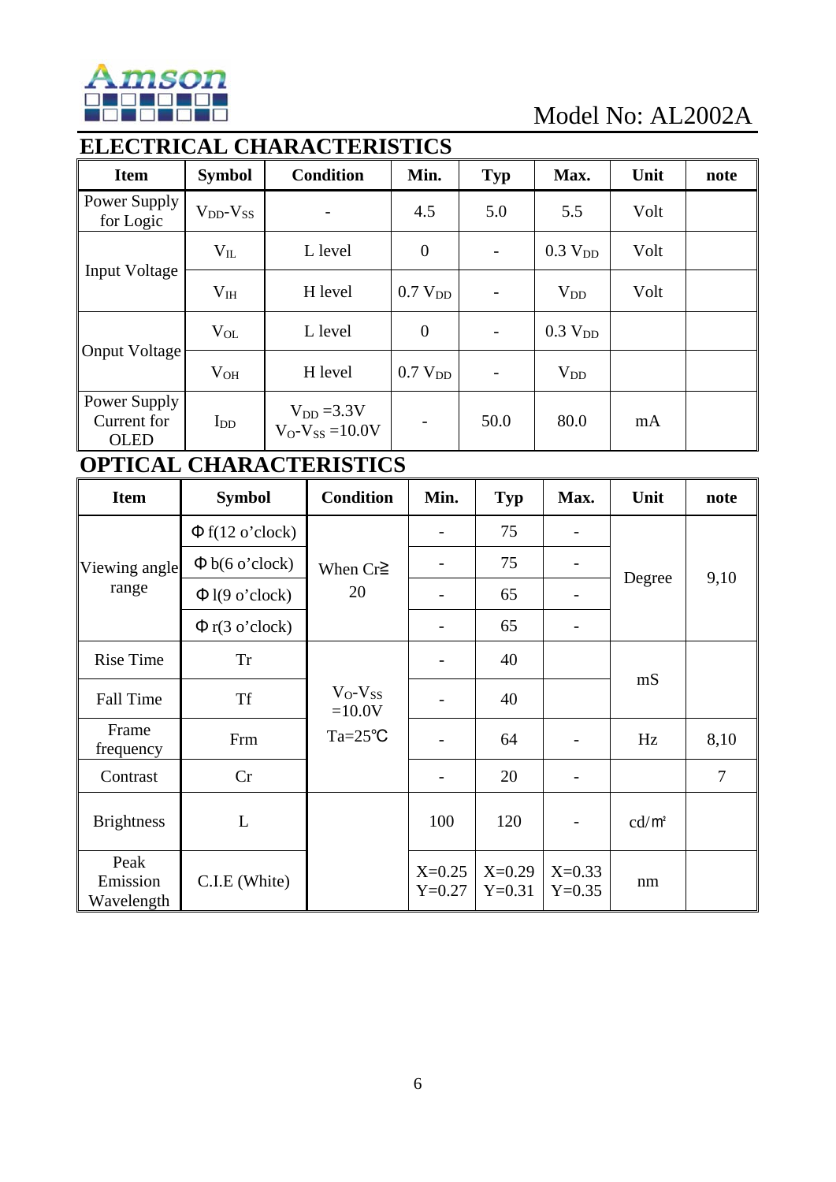Model No: AL2002A

## ELECTRICAL CHARACTERISTICS

| Item | Symbol | Condition | Min. | Typ | Max. | Unit | note |
|---|---|---|---|---|---|---|---|
| Power Supply for Logic | $V_{DD}$-$V_{SS}$ | - | 4.5 | 5.0 | 5.5 | Volt | |
| Input Voltage | $V_{IL}$ | L level | 0 | - | 0.3 $V_{DD}$ | Volt | |
| | $V_{IH}$ | H level | 0.7 $V_{DD}$ | - | $V_{DD}$ | Volt | |
| Onput Voltage | $V_{OL}$ | L level | 0 | - | 0.3 $V_{DD}$ | | |
| | $V_{OH}$ | H level | 0.7 $V_{DD}$ | - | $V_{DD}$ | | |
| Power Supply Current for OLED | $I_{DD}$ | $V_{DD}$ =3.3V $V_O$-$V_{SS}$ =10.0V | - | 50.0 | 80.0 | mA | |

## OPTICAL CHARACTERISTICS

| Item | Symbol | Condition | Min. | Typ | Max. | Unit | note |
|---|---|---|---|---|---|---|---|
| Viewing angle range | Φ f(12 o'clock) | When Cr≧ 20 | - | 75 | - | Degree | 9,10 |
| | Φ b(6 o'clock) | | - | 75 | - | | |
| | Φ l(9 o'clock) | | - | 65 | - | | |
| | Φ r(3 o'clock) | | - | 65 | - | | |
| Rise Time | Tr | $V_O$-$V_{SS}$ =10.0V Ta=25℃ | - | 40 | | mS | |
| Fall Time | Tf | | - | 40 | | | |
| Frame frequency | Frm | | - | 64 | - | Hz | 8,10 |
| Contrast | Cr | | - | 20 | - | | 7 |
| Brightness | L | | 100 | 120 | - | cd/㎡ | |
| Peak Emission Wavelength | C.I.E (White) | | X=0.25 Y=0.27 | X=0.29 Y=0.31 | X=0.33 Y=0.35 | nm | |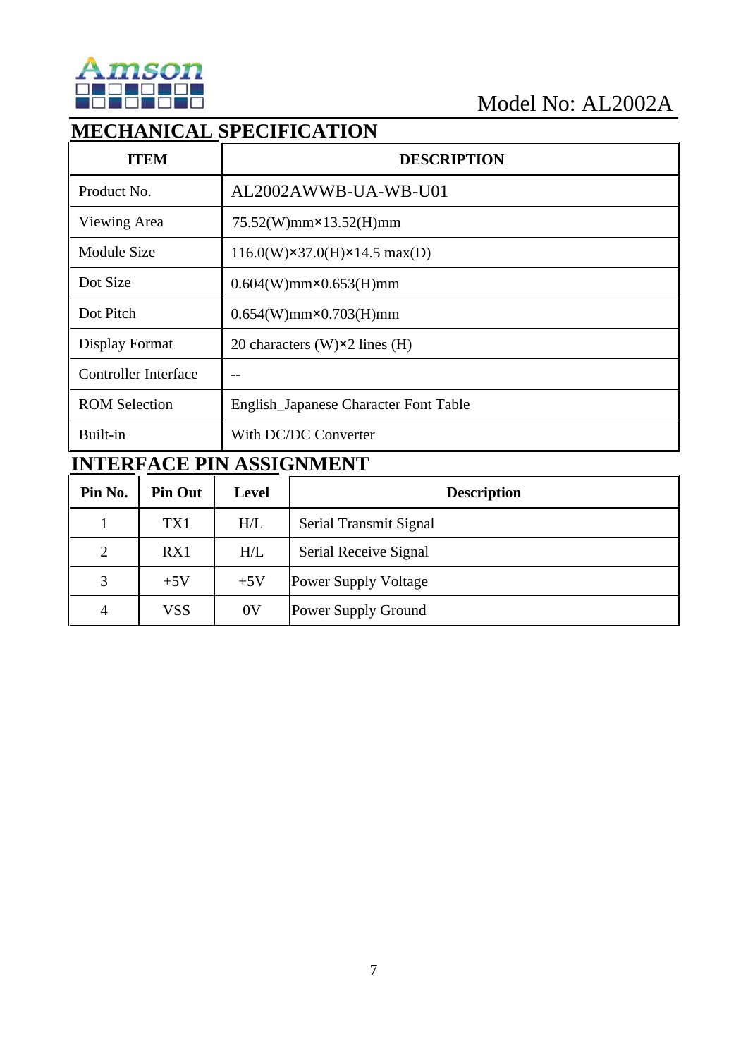Model No: AL2002A

## MECHANICAL SPECIFICATION

| ITEM | DESCRIPTION |
|---|---|
| Product No. | AL2002AWWB-UA-WB-U01 |
| Viewing Area | 75.52(W)mm×13.52(H)mm |
| Module Size | 116.0(W)×37.0(H)×14.5 max(D) |
| Dot Size | 0.604(W)mm×0.653(H)mm |
| Dot Pitch | 0.654(W)mm×0.703(H)mm |
| Display Format | 20 characters (W)×2 lines (H) |
| Controller Interface | -- |
| ROM Selection | English_Japanese Character Font Table |
| Built-in | With DC/DC Converter |

## INTERFACE PIN ASSIGNMENT

| Pin No. | Pin Out | Level | Description |
|---|---|---|---|
| 1 | TX1 | H/L | Serial Transmit Signal |
| 2 | RX1 | H/L | Serial Receive Signal |
| 3 | +5V | +5V | Power Supply Voltage |
| 4 | VSS | 0V | Power Supply Ground |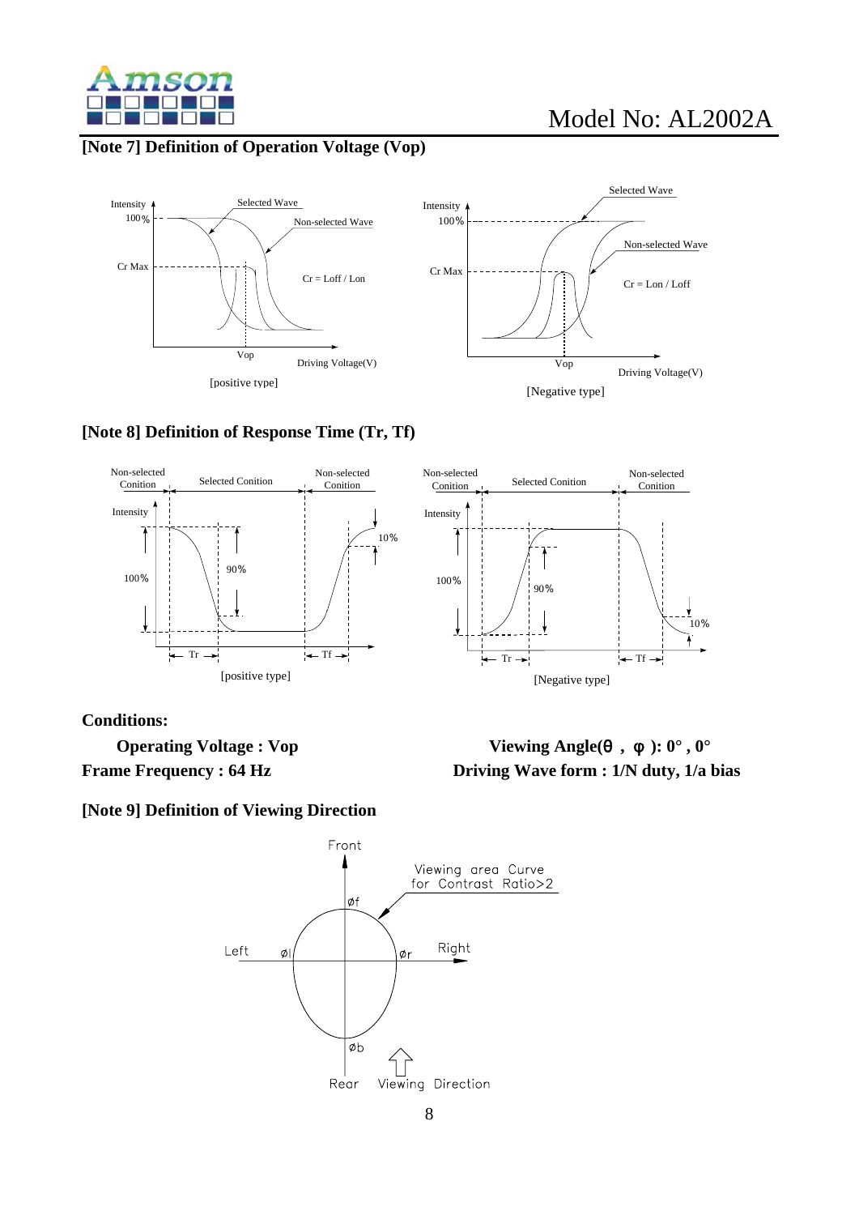**[Note 7] Definition of Operation Voltage (Vop)**

Intensity
100%
Cr Max
Selected Wave
Non-selected Wave
Cr = Loff / Lon
Vop
Driving Voltage(V)

[positive type]

Intensity
100%
Cr Max
Selected Wave
Non-selected Wave
Cr = Lon / Loff
Vop
Driving Voltage(V)

[Negative type]

**[Note 8] Definition of Response Time (Tr, Tf)**

Non-selected Conition | Selected Conition | Non-selected Conition
Intensity
100%
90%
10%
Tr
Tf

[positive type]

Non-selected Conition | Selected Conition | Non-selected Conition
Intensity
100%
90%
10%
Tr
Tf

[Negative type]

**Conditions:**

**Operating Voltage : Vop**

**Viewing Angle(θ , φ ): 0° , 0°**

**Frame Frequency : 64 Hz**

**Driving Wave form : 1/N duty, 1/a bias**

**[Note 9] Definition of Viewing Direction**

Front
Viewing area Curve for Contrast Ratio>2
øf
Left øl
ør Right
øb
Rear Viewing Direction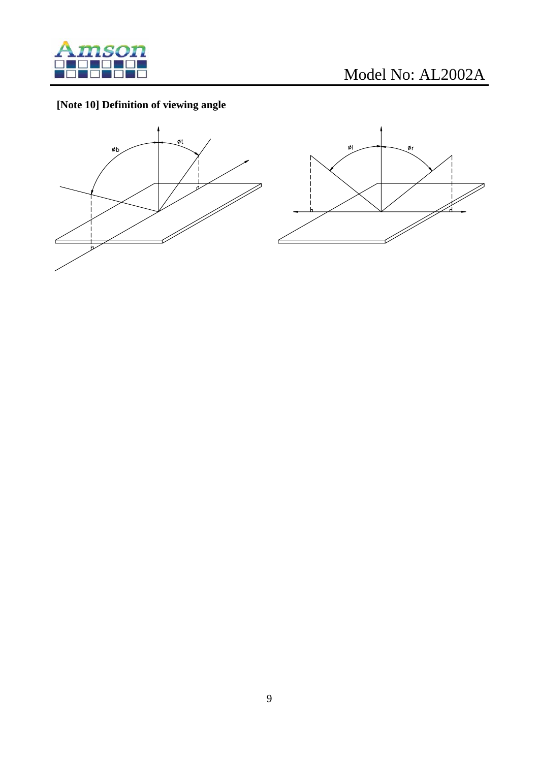**[Note 10] Definition of viewing angle**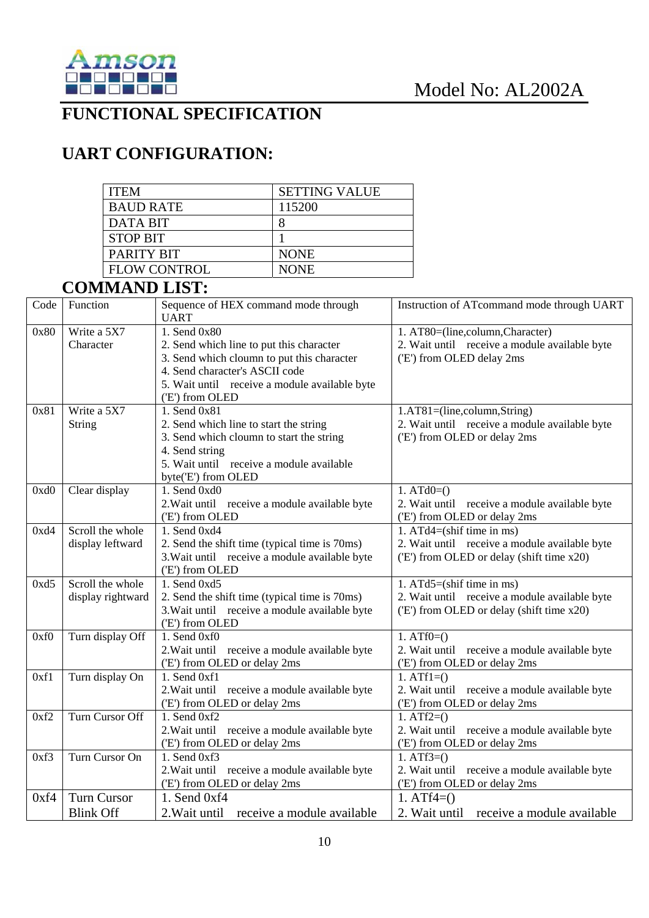Model No: AL2002A

# FUNCTIONAL SPECIFICATION

## UART CONFIGURATION:

| ITEM | SETTING VALUE |
|---|---|
| BAUD RATE | 115200 |
| DATA BIT | 8 |
| STOP BIT | 1 |
| PARITY BIT | NONE |
| FLOW CONTROL | NONE |

## COMMAND LIST:

| Code | Function | Sequence of HEX command mode through UART | Instruction of ATcommand mode through UART |
|---|---|---|---|
| 0x80 | Write a 5X7 Character | 1. Send 0x80<br>2. Send which line to put this character<br>3. Send which cloumn to put this character<br>4. Send character's ASCII code<br>5. Wait until receive a module available byte ('E') from OLED | 1. AT80=(line,column,Character)<br>2. Wait until receive a module available byte ('E') from OLED delay 2ms |
| 0x81 | Write a 5X7 String | 1. Send 0x81<br>2. Send which line to start the string<br>3. Send which cloumn to start the string<br>4. Send string<br>5. Wait until receive a module available byte('E') from OLED | 1.AT81=(line,column,String)<br>2. Wait until receive a module available byte ('E') from OLED or delay 2ms |
| 0xd0 | Clear display | 1. Send 0xd0<br>2.Wait until receive a module available byte ('E') from OLED | 1. ATd0=()<br>2. Wait until receive a module available byte ('E') from OLED or delay 2ms |
| 0xd4 | Scroll the whole display leftward | 1. Send 0xd4<br>2. Send the shift time (typical time is 70ms)<br>3.Wait until receive a module available byte ('E') from OLED | 1. ATd4=(shif time in ms)<br>2. Wait until receive a module available byte ('E') from OLED or delay (shift time x20) |
| 0xd5 | Scroll the whole display rightward | 1. Send 0xd5<br>2. Send the shift time (typical time is 70ms)<br>3.Wait until receive a module available byte ('E') from OLED | 1. ATd5=(shif time in ms)<br>2. Wait until receive a module available byte ('E') from OLED or delay (shift time x20) |
| 0xf0 | Turn display Off | 1. Send 0xf0<br>2.Wait until receive a module available byte ('E') from OLED or delay 2ms | 1. ATf0=()<br>2. Wait until receive a module available byte ('E') from OLED or delay 2ms |
| 0xf1 | Turn display On | 1. Send 0xf1<br>2.Wait until receive a module available byte ('E') from OLED or delay 2ms | 1. ATf1=()<br>2. Wait until receive a module available byte ('E') from OLED or delay 2ms |
| 0xf2 | Turn Cursor Off | 1. Send 0xf2<br>2.Wait until receive a module available byte ('E') from OLED or delay 2ms | 1. ATf2=()<br>2. Wait until receive a module available byte ('E') from OLED or delay 2ms |
| 0xf3 | Turn Cursor On | 1. Send 0xf3<br>2.Wait until receive a module available byte ('E') from OLED or delay 2ms | 1. ATf3=()<br>2. Wait until receive a module available byte ('E') from OLED or delay 2ms |
| 0xf4 | Turn Cursor Blink Off | 1. Send 0xf4<br>2.Wait until receive a module available | 1. ATf4=()<br>2. Wait until receive a module available |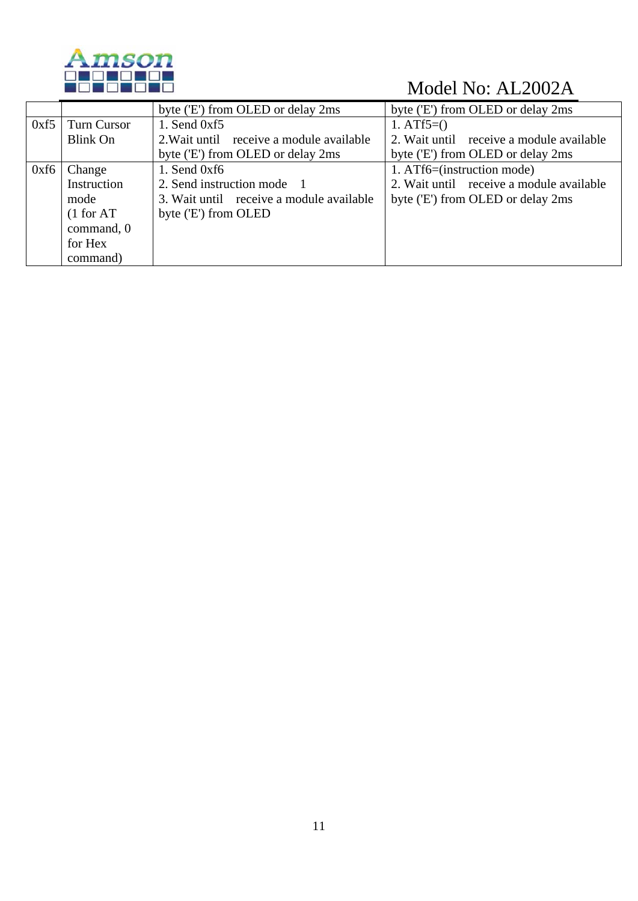|  |  | byte ('E') from OLED or delay 2ms | byte ('E') from OLED or delay 2ms |
|---|---|---|---|
| 0xf5 | Turn Cursor Blink On | 1. Send 0xf5<br>2.Wait until receive a module available byte ('E') from OLED or delay 2ms | 1. ATf5=()<br>2. Wait until receive a module available byte ('E') from OLED or delay 2ms |
| 0xf6 | Change Instruction mode (1 for AT command, 0 for Hex command) | 1. Send 0xf6<br>2. Send instruction mode 1<br>3. Wait until receive a module available byte ('E') from OLED | 1. ATf6=(instruction mode)<br>2. Wait until receive a module available byte ('E') from OLED or delay 2ms |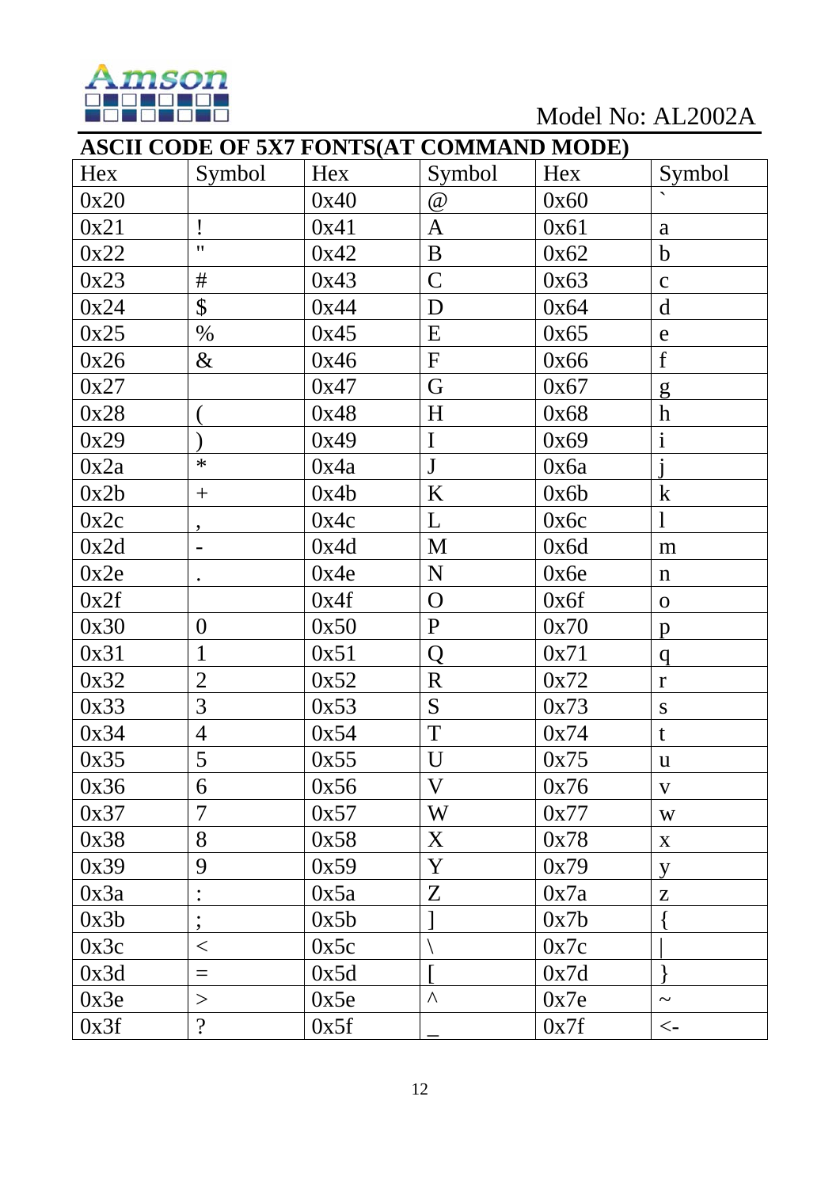## ASCII CODE OF 5X7 FONTS(AT COMMAND MODE)

| Hex | Symbol | Hex | Symbol | Hex | Symbol |
|---|---|---|---|---|---|
| 0x20 | | 0x40 | @ | 0x60 | ` |
| 0x21 | ! | 0x41 | A | 0x61 | a |
| 0x22 | " | 0x42 | B | 0x62 | b |
| 0x23 | # | 0x43 | C | 0x63 | c |
| 0x24 | $ | 0x44 | D | 0x64 | d |
| 0x25 | % | 0x45 | E | 0x65 | e |
| 0x26 | & | 0x46 | F | 0x66 | f |
| 0x27 | | 0x47 | G | 0x67 | g |
| 0x28 | ( | 0x48 | H | 0x68 | h |
| 0x29 | ) | 0x49 | I | 0x69 | i |
| 0x2a | * | 0x4a | J | 0x6a | j |
| 0x2b | + | 0x4b | K | 0x6b | k |
| 0x2c | , | 0x4c | L | 0x6c | l |
| 0x2d | - | 0x4d | M | 0x6d | m |
| 0x2e | . | 0x4e | N | 0x6e | n |
| 0x2f | | 0x4f | O | 0x6f | o |
| 0x30 | 0 | 0x50 | P | 0x70 | p |
| 0x31 | 1 | 0x51 | Q | 0x71 | q |
| 0x32 | 2 | 0x52 | R | 0x72 | r |
| 0x33 | 3 | 0x53 | S | 0x73 | s |
| 0x34 | 4 | 0x54 | T | 0x74 | t |
| 0x35 | 5 | 0x55 | U | 0x75 | u |
| 0x36 | 6 | 0x56 | V | 0x76 | v |
| 0x37 | 7 | 0x57 | W | 0x77 | w |
| 0x38 | 8 | 0x58 | X | 0x78 | x |
| 0x39 | 9 | 0x59 | Y | 0x79 | y |
| 0x3a | : | 0x5a | Z | 0x7a | z |
| 0x3b | ; | 0x5b | ] | 0x7b | { |
| 0x3c | < | 0x5c | \ | 0x7c | \| |
| 0x3d | = | 0x5d | [ | 0x7d | } |
| 0x3e | > | 0x5e | ^ | 0x7e | ~ |
| 0x3f | ? | 0x5f | _ | 0x7f | <- |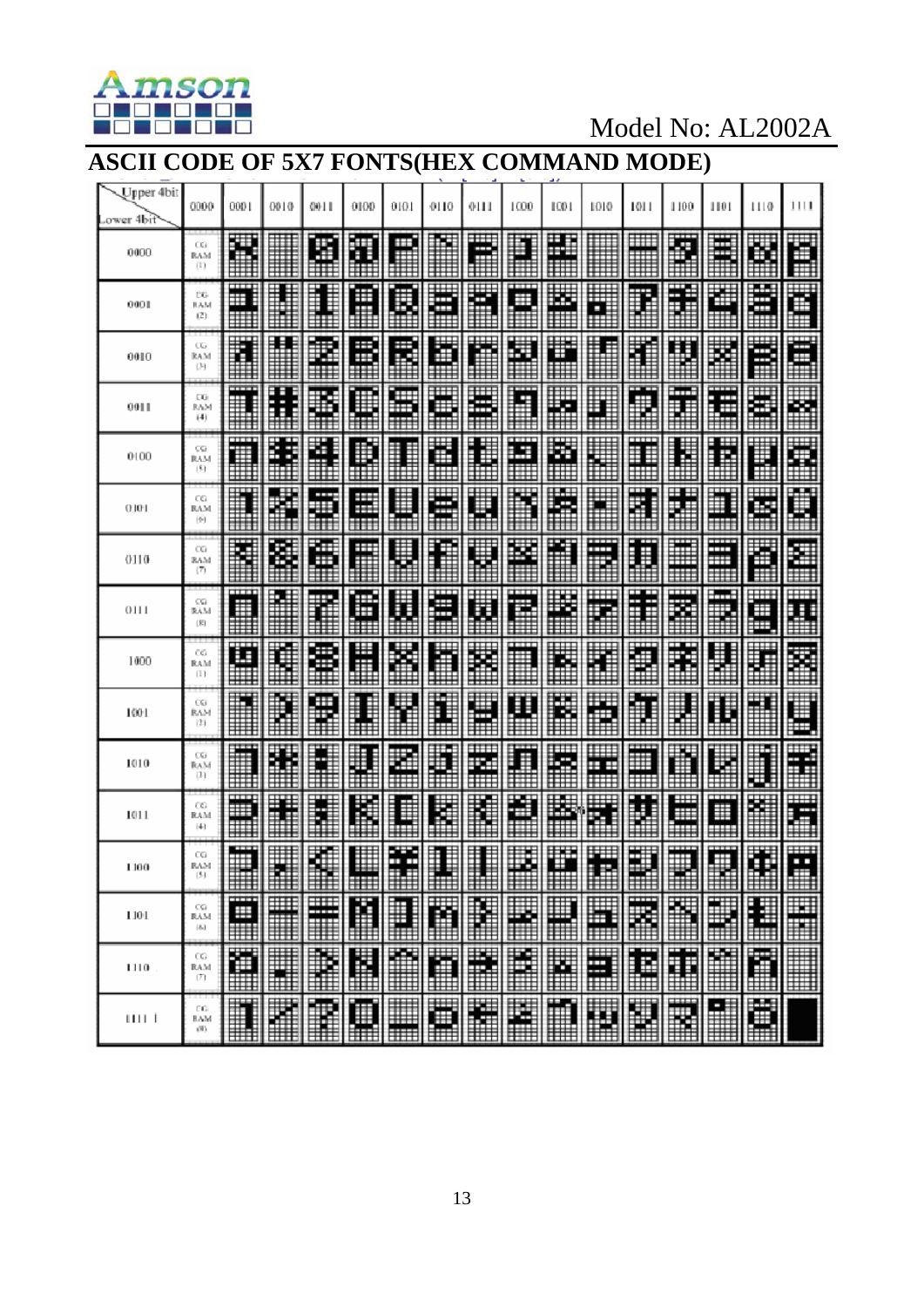# ASCII CODE OF 5X7 FONTS(HEX COMMAND MODE)

| Upper 4bit / Lower 4bit | 0000 | 0001 | 0010 | 0011 | 0100 | 0101 | 0110 | 0111 | 1000 | 1001 | 1010 | 1011 | 1100 | 1101 | 1110 | 1111 |
|---|---|---|---|---|---|---|---|---|---|---|---|---|---|---|---|---|
| 0000 | CG RAM (1) | | | | | | | | | | | | | | | |
| 0001 | CG RAM (2) | | | | | | | | | | | | | | | |
| 0010 | CG RAM (3) | | | | | | | | | | | | | | | |
| 0011 | CG RAM (4) | | | | | | | | | | | | | | | |
| 0100 | CG RAM (5) | | | | | | | | | | | | | | | |
| 0101 | CG RAM (6) | | | | | | | | | | | | | | | |
| 0110 | CG RAM (7) | | | | | | | | | | | | | | | |
| 0111 | CG RAM (8) | | | | | | | | | | | | | | | |
| 1000 | CG RAM (1) | | | | | | | | | | | | | | | |
| 1001 | CG RAM (2) | | | | | | | | | | | | | | | |
| 1010 | CG RAM (3) | | | | | | | | | | | | | | | |
| 1011 | CG RAM (4) | | | | | | | | | | | | | | | |
| 1100 | CG RAM (5) | | | | | | | | | | | | | | | |
| 1101 | CG RAM (6) | | | | | | | | | | | | | | | |
| 1110 | CG RAM (7) | | | | | | | | | | | | | | | |
| 1111 | CG RAM (8) | | | | | | | | | | | | | | | |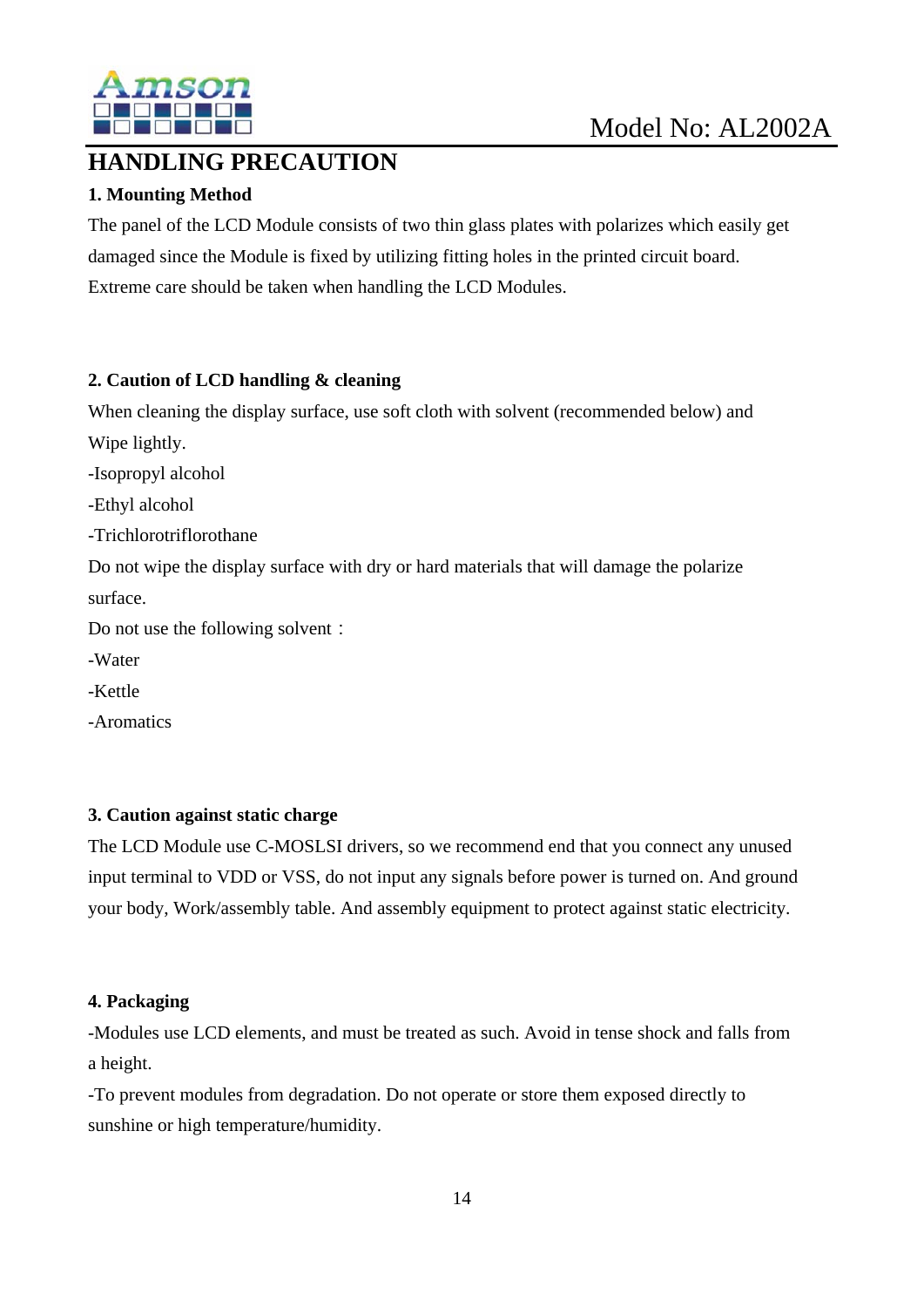# HANDLING PRECAUTION

**1. Mounting Method**

The panel of the LCD Module consists of two thin glass plates with polarizes which easily get damaged since the Module is fixed by utilizing fitting holes in the printed circuit board. Extreme care should be taken when handling the LCD Modules.

**2. Caution of LCD handling & cleaning**

When cleaning the display surface, use soft cloth with solvent (recommended below) and Wipe lightly.

-Isopropyl alcohol

-Ethyl alcohol

-Trichlorotriflorothane

Do not wipe the display surface with dry or hard materials that will damage the polarize surface.

Do not use the following solvent：

-Water

-Kettle

-Aromatics

**3. Caution against static charge**

The LCD Module use C-MOSLSI drivers, so we recommend end that you connect any unused input terminal to VDD or VSS, do not input any signals before power is turned on. And ground your body, Work/assembly table. And assembly equipment to protect against static electricity.

**4. Packaging**

-Modules use LCD elements, and must be treated as such. Avoid in tense shock and falls from a height.

-To prevent modules from degradation. Do not operate or store them exposed directly to sunshine or high temperature/humidity.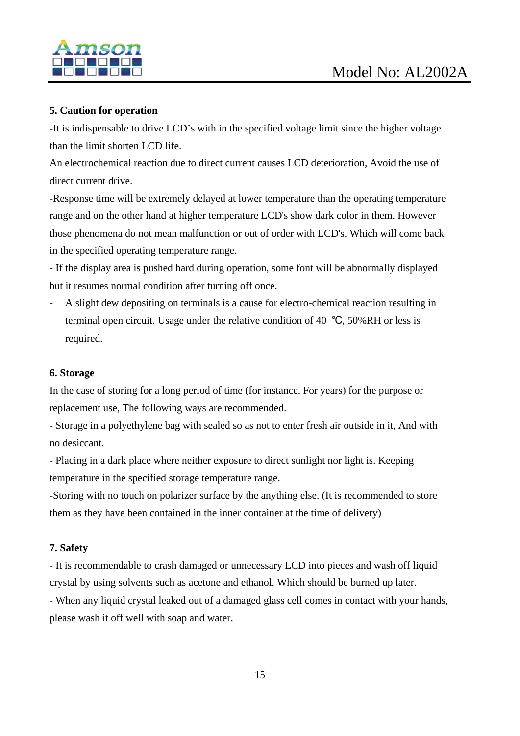## 5. Caution for operation

-It is indispensable to drive LCD's with in the specified voltage limit since the higher voltage than the limit shorten LCD life.

An electrochemical reaction due to direct current causes LCD deterioration, Avoid the use of direct current drive.

-Response time will be extremely delayed at lower temperature than the operating temperature range and on the other hand at higher temperature LCD's show dark color in them. However those phenomena do not mean malfunction or out of order with LCD's. Which will come back in the specified operating temperature range.

- If the display area is pushed hard during operation, some font will be abnormally displayed but it resumes normal condition after turning off once.

- A slight dew depositing on terminals is a cause for electro-chemical reaction resulting in terminal open circuit. Usage under the relative condition of 40 ℃, 50%RH or less is required.

## 6. Storage

In the case of storing for a long period of time (for instance. For years) for the purpose or replacement use, The following ways are recommended.

- Storage in a polyethylene bag with sealed so as not to enter fresh air outside in it, And with no desiccant.

- Placing in a dark place where neither exposure to direct sunlight nor light is. Keeping temperature in the specified storage temperature range.

-Storing with no touch on polarizer surface by the anything else. (It is recommended to store them as they have been contained in the inner container at the time of delivery)

## 7. Safety

- It is recommendable to crash damaged or unnecessary LCD into pieces and wash off liquid crystal by using solvents such as acetone and ethanol. Which should be burned up later.

- When any liquid crystal leaked out of a damaged glass cell comes in contact with your hands, please wash it off well with soap and water.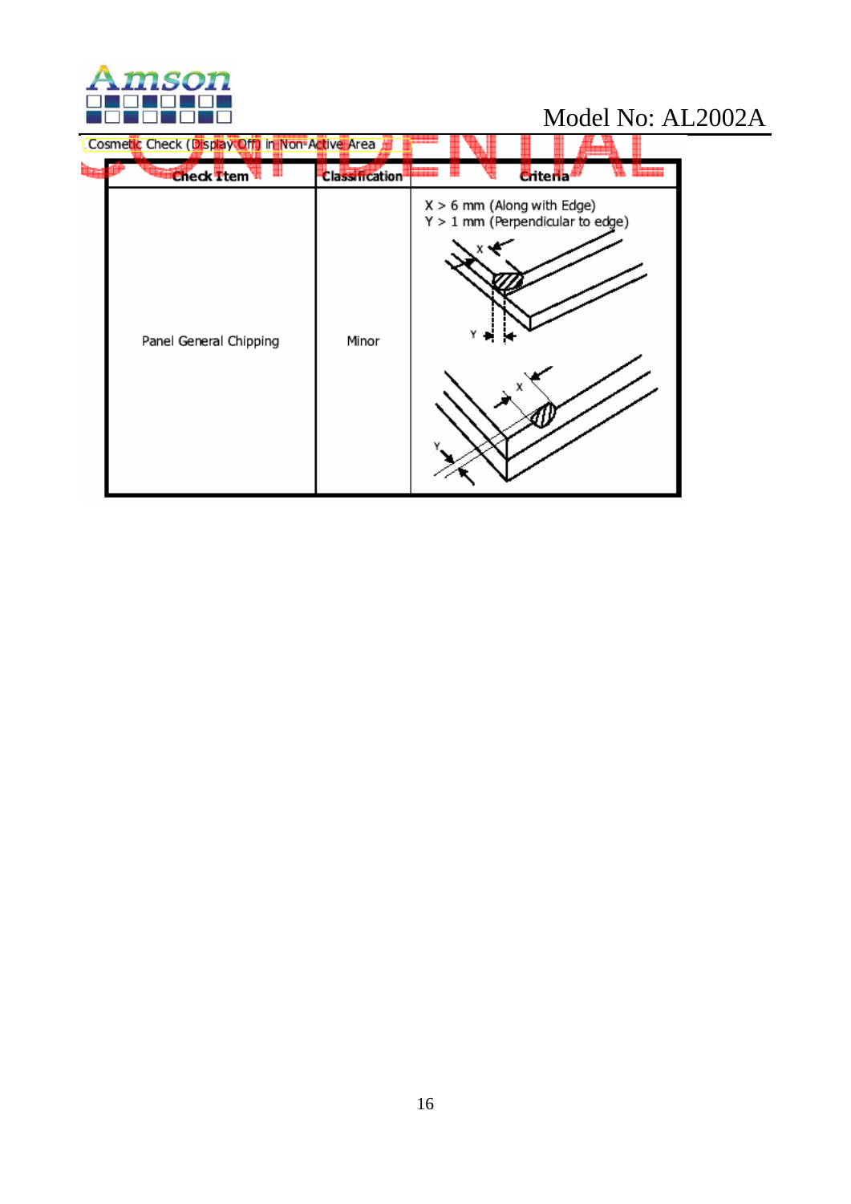Cosmetic Check (Display Off) in Non-Active Area

| Check Item | Classification | Criteria |
|---|---|---|
| Panel General Chipping | Minor | X > 6 mm (Along with Edge)<br>Y > 1 mm (Perpendicular to edge) |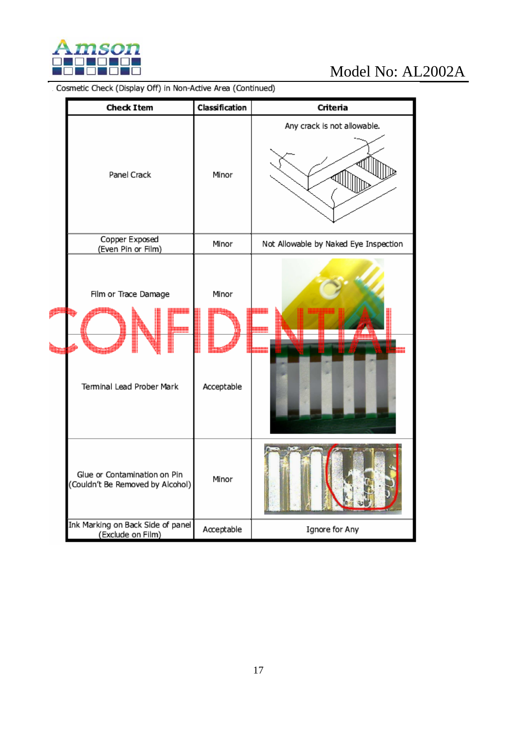Cosmetic Check (Display Off) in Non-Active Area (Continued)

| Check Item | Classification | Criteria |
|---|---|---|
| Panel Crack | Minor | Any crack is not allowable. |
| Copper Exposed (Even Pin or Film) | Minor | Not Allowable by Naked Eye Inspection |
| Film or Trace Damage | Minor | |
| Terminal Lead Prober Mark | Acceptable | |
| Glue or Contamination on Pin (Couldn't Be Removed by Alcohol) | Minor | |
| Ink Marking on Back Side of panel (Exclude on Film) | Acceptable | Ignore for Any |

CONFIDENTIAL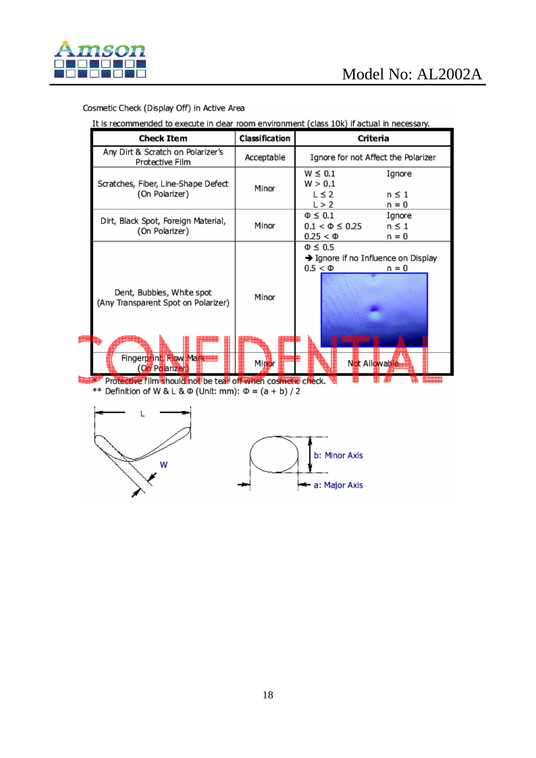Cosmetic Check (Display Off) in Active Area

It is recommended to execute in clear room environment (class 10k) if actual in necessary.

| Check Item | Classification | Criteria |
|---|---|---|
| Any Dirt & Scratch on Polarizer's Protective Film | Acceptable | Ignore for not Affect the Polarizer |
| Scratches, Fiber, Line-Shape Defect (On Polarizer) | Minor | $W \leq 0.1$ Ignore<br>$W > 0.1$<br>$L \leq 2$ $n \leq 1$<br>$L > 2$ $n = 0$ |
| Dirt, Black Spot, Foreign Material, (On Polarizer) | Minor | $\Phi \leq 0.1$ Ignore<br>$0.1 < \Phi \leq 0.25$ $n \leq 1$<br>$0.25 < \Phi$ $n = 0$ |
| Dent, Bubbles, White spot (Any Transparent Spot on Polarizer) | Minor | $\Phi \leq 0.5$<br>➔ Ignore if no Influence on Display<br>$0.5 < \Phi$ $n = 0$ |
| Fingerprint, Flow Mark (On Polarizer) | Minor | Not Allowable |

\* Protective film should not be tear off when cosmetic check.

\*\* Definition of W & L & Φ (Unit: mm): $\Phi = (a + b) / 2$

L

W

b: Minor Axis

a: Major Axis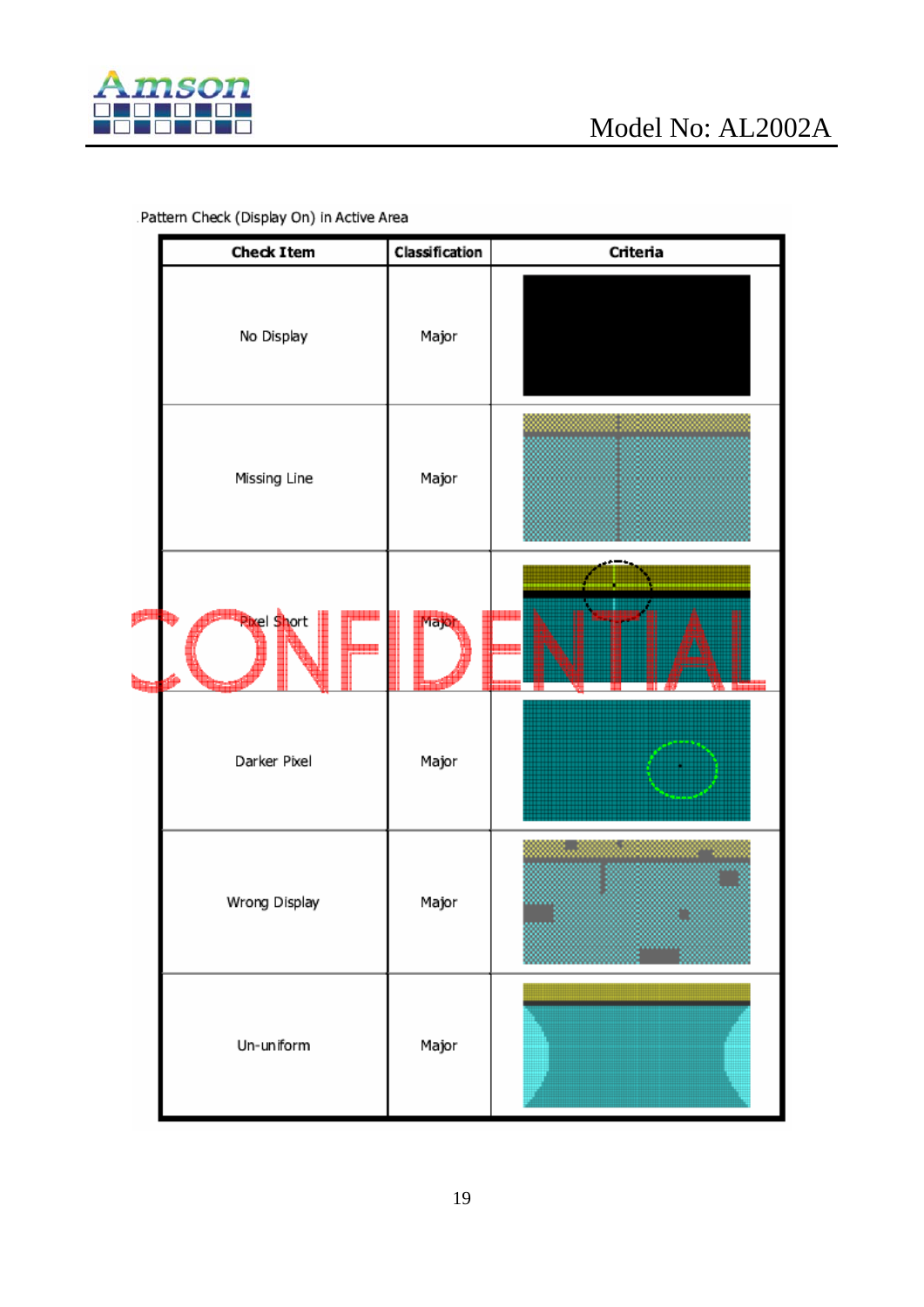Pattern Check (Display On) in Active Area

| Check Item | Classification | Criteria |
| --- | --- | --- |
| No Display | Major | |
| Missing Line | Major | |
| Pixel Short | Major | |
| Darker Pixel | Major | |
| Wrong Display | Major | |
| Un-uniform | Major | |

CONFIDENTIAL